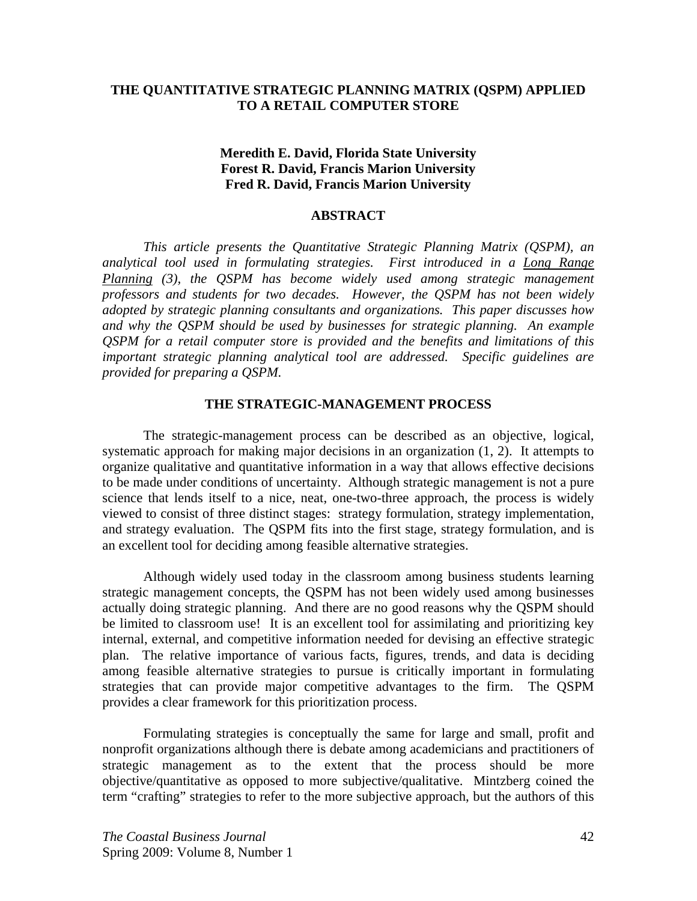# THE QUANTITATIVE STRATEGIC PLANNING MATRIX (QSPM) APPLIED TO A RETAIL COMPUTER STORE

**Meredith E. David, Florida State University**
**Forest R. David, Francis Marion University**
**Fred R. David, Francis Marion University**

## ABSTRACT

*This article presents the Quantitative Strategic Planning Matrix (QSPM), an analytical tool used in formulating strategies. First introduced in a Long Range Planning (3), the QSPM has become widely used among strategic management professors and students for two decades. However, the QSPM has not been widely adopted by strategic planning consultants and organizations. This paper discusses how and why the QSPM should be used by businesses for strategic planning. An example QSPM for a retail computer store is provided and the benefits and limitations of this important strategic planning analytical tool are addressed. Specific guidelines are provided for preparing a QSPM.*

## THE STRATEGIC-MANAGEMENT PROCESS

The strategic-management process can be described as an objective, logical, systematic approach for making major decisions in an organization (1, 2). It attempts to organize qualitative and quantitative information in a way that allows effective decisions to be made under conditions of uncertainty. Although strategic management is not a pure science that lends itself to a nice, neat, one-two-three approach, the process is widely viewed to consist of three distinct stages: strategy formulation, strategy implementation, and strategy evaluation. The QSPM fits into the first stage, strategy formulation, and is an excellent tool for deciding among feasible alternative strategies.

Although widely used today in the classroom among business students learning strategic management concepts, the QSPM has not been widely used among businesses actually doing strategic planning. And there are no good reasons why the QSPM should be limited to classroom use! It is an excellent tool for assimilating and prioritizing key internal, external, and competitive information needed for devising an effective strategic plan. The relative importance of various facts, figures, trends, and data is deciding among feasible alternative strategies to pursue is critically important in formulating strategies that can provide major competitive advantages to the firm. The QSPM provides a clear framework for this prioritization process.

Formulating strategies is conceptually the same for large and small, profit and nonprofit organizations although there is debate among academicians and practitioners of strategic management as to the extent that the process should be more objective/quantitative as opposed to more subjective/qualitative. Mintzberg coined the term "crafting" strategies to refer to the more subjective approach, but the authors of this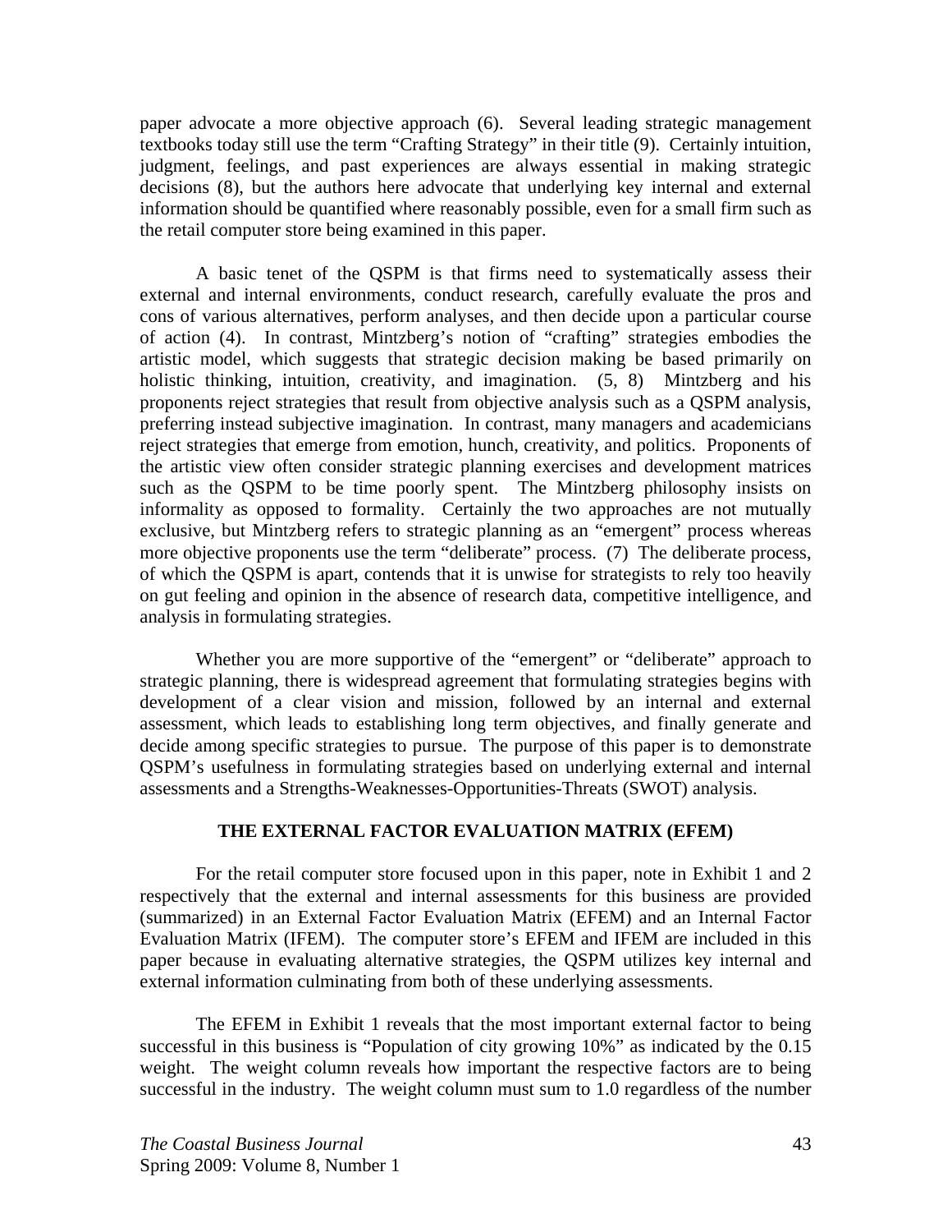paper advocate a more objective approach (6). Several leading strategic management textbooks today still use the term "Crafting Strategy" in their title (9). Certainly intuition, judgment, feelings, and past experiences are always essential in making strategic decisions (8), but the authors here advocate that underlying key internal and external information should be quantified where reasonably possible, even for a small firm such as the retail computer store being examined in this paper.

A basic tenet of the QSPM is that firms need to systematically assess their external and internal environments, conduct research, carefully evaluate the pros and cons of various alternatives, perform analyses, and then decide upon a particular course of action (4). In contrast, Mintzberg's notion of "crafting" strategies embodies the artistic model, which suggests that strategic decision making be based primarily on holistic thinking, intuition, creativity, and imagination. (5, 8) Mintzberg and his proponents reject strategies that result from objective analysis such as a QSPM analysis, preferring instead subjective imagination. In contrast, many managers and academicians reject strategies that emerge from emotion, hunch, creativity, and politics. Proponents of the artistic view often consider strategic planning exercises and development matrices such as the QSPM to be time poorly spent. The Mintzberg philosophy insists on informality as opposed to formality. Certainly the two approaches are not mutually exclusive, but Mintzberg refers to strategic planning as an "emergent" process whereas more objective proponents use the term "deliberate" process. (7) The deliberate process, of which the QSPM is apart, contends that it is unwise for strategists to rely too heavily on gut feeling and opinion in the absence of research data, competitive intelligence, and analysis in formulating strategies.

Whether you are more supportive of the "emergent" or "deliberate" approach to strategic planning, there is widespread agreement that formulating strategies begins with development of a clear vision and mission, followed by an internal and external assessment, which leads to establishing long term objectives, and finally generate and decide among specific strategies to pursue. The purpose of this paper is to demonstrate QSPM's usefulness in formulating strategies based on underlying external and internal assessments and a Strengths-Weaknesses-Opportunities-Threats (SWOT) analysis.

## THE EXTERNAL FACTOR EVALUATION MATRIX (EFEM)

For the retail computer store focused upon in this paper, note in Exhibit 1 and 2 respectively that the external and internal assessments for this business are provided (summarized) in an External Factor Evaluation Matrix (EFEM) and an Internal Factor Evaluation Matrix (IFEM). The computer store's EFEM and IFEM are included in this paper because in evaluating alternative strategies, the QSPM utilizes key internal and external information culminating from both of these underlying assessments.

The EFEM in Exhibit 1 reveals that the most important external factor to being successful in this business is "Population of city growing 10%" as indicated by the 0.15 weight. The weight column reveals how important the respective factors are to being successful in the industry. The weight column must sum to 1.0 regardless of the number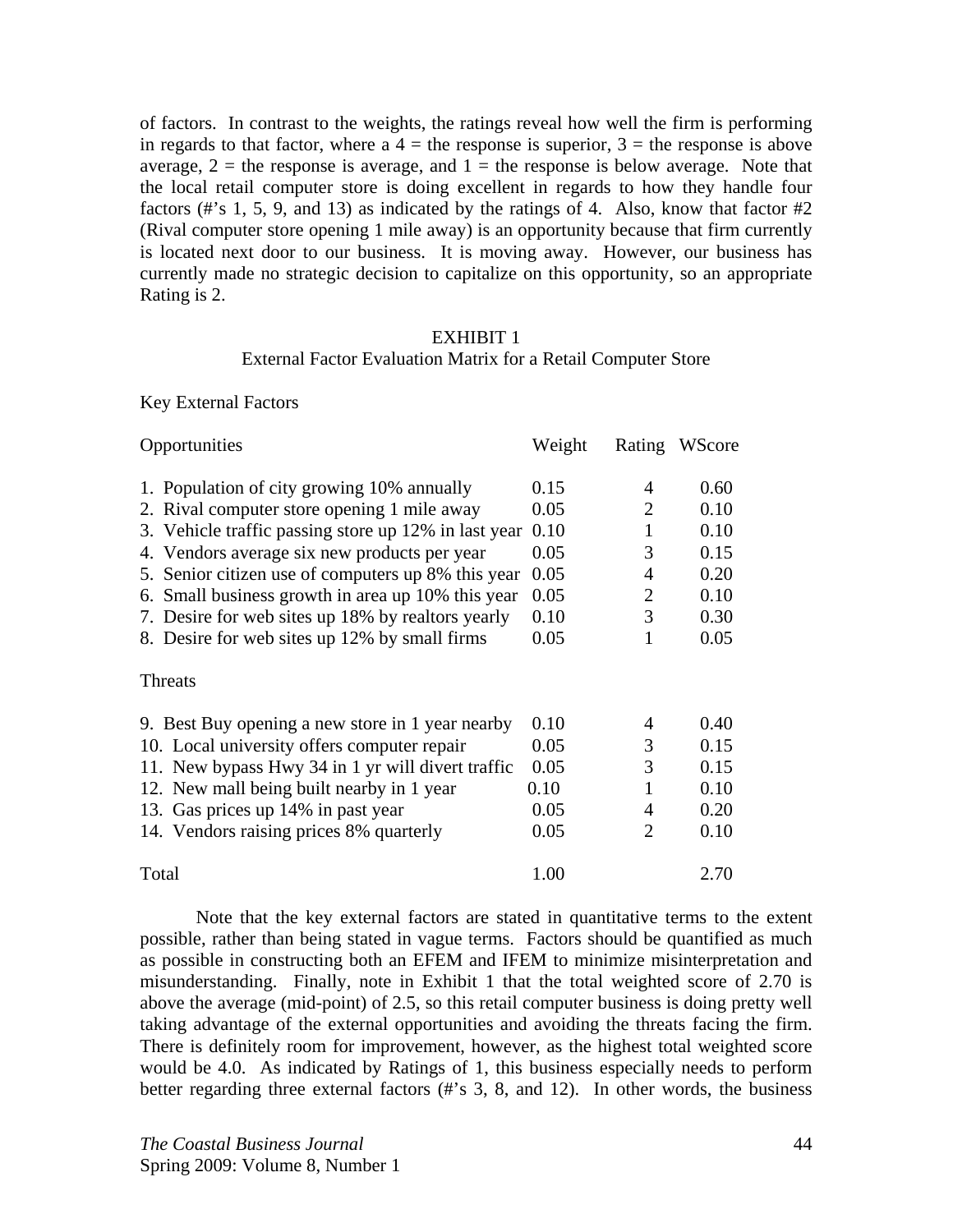of factors. In contrast to the weights, the ratings reveal how well the firm is performing in regards to that factor, where a 4 = the response is superior, 3 = the response is above average, 2 = the response is average, and 1 = the response is below average. Note that the local retail computer store is doing excellent in regards to how they handle four factors (#'s 1, 5, 9, and 13) as indicated by the ratings of 4. Also, know that factor #2 (Rival computer store opening 1 mile away) is an opportunity because that firm currently is located next door to our business. It is moving away. However, our business has currently made no strategic decision to capitalize on this opportunity, so an appropriate Rating is 2.

EXHIBIT 1

External Factor Evaluation Matrix for a Retail Computer Store

Key External Factors

| Opportunities | Weight | Rating | WScore |
|---|---|---|---|
| 1. Population of city growing 10% annually | 0.15 | 4 | 0.60 |
| 2. Rival computer store opening 1 mile away | 0.05 | 2 | 0.10 |
| 3. Vehicle traffic passing store up 12% in last year | 0.10 | 1 | 0.10 |
| 4. Vendors average six new products per year | 0.05 | 3 | 0.15 |
| 5. Senior citizen use of computers up 8% this year | 0.05 | 4 | 0.20 |
| 6. Small business growth in area up 10% this year | 0.05 | 2 | 0.10 |
| 7. Desire for web sites up 18% by realtors yearly | 0.10 | 3 | 0.30 |
| 8. Desire for web sites up 12% by small firms | 0.05 | 1 | 0.05 |
| **Threats** | | | |
| 9. Best Buy opening a new store in 1 year nearby | 0.10 | 4 | 0.40 |
| 10. Local university offers computer repair | 0.05 | 3 | 0.15 |
| 11. New bypass Hwy 34 in 1 yr will divert traffic | 0.05 | 3 | 0.15 |
| 12. New mall being built nearby in 1 year | 0.10 | 1 | 0.10 |
| 13. Gas prices up 14% in past year | 0.05 | 4 | 0.20 |
| 14. Vendors raising prices 8% quarterly | 0.05 | 2 | 0.10 |
| Total | 1.00 | | 2.70 |

Note that the key external factors are stated in quantitative terms to the extent possible, rather than being stated in vague terms. Factors should be quantified as much as possible in constructing both an EFEM and IFEM to minimize misinterpretation and misunderstanding. Finally, note in Exhibit 1 that the total weighted score of 2.70 is above the average (mid-point) of 2.5, so this retail computer business is doing pretty well taking advantage of the external opportunities and avoiding the threats facing the firm. There is definitely room for improvement, however, as the highest total weighted score would be 4.0. As indicated by Ratings of 1, this business especially needs to perform better regarding three external factors (#'s 3, 8, and 12). In other words, the business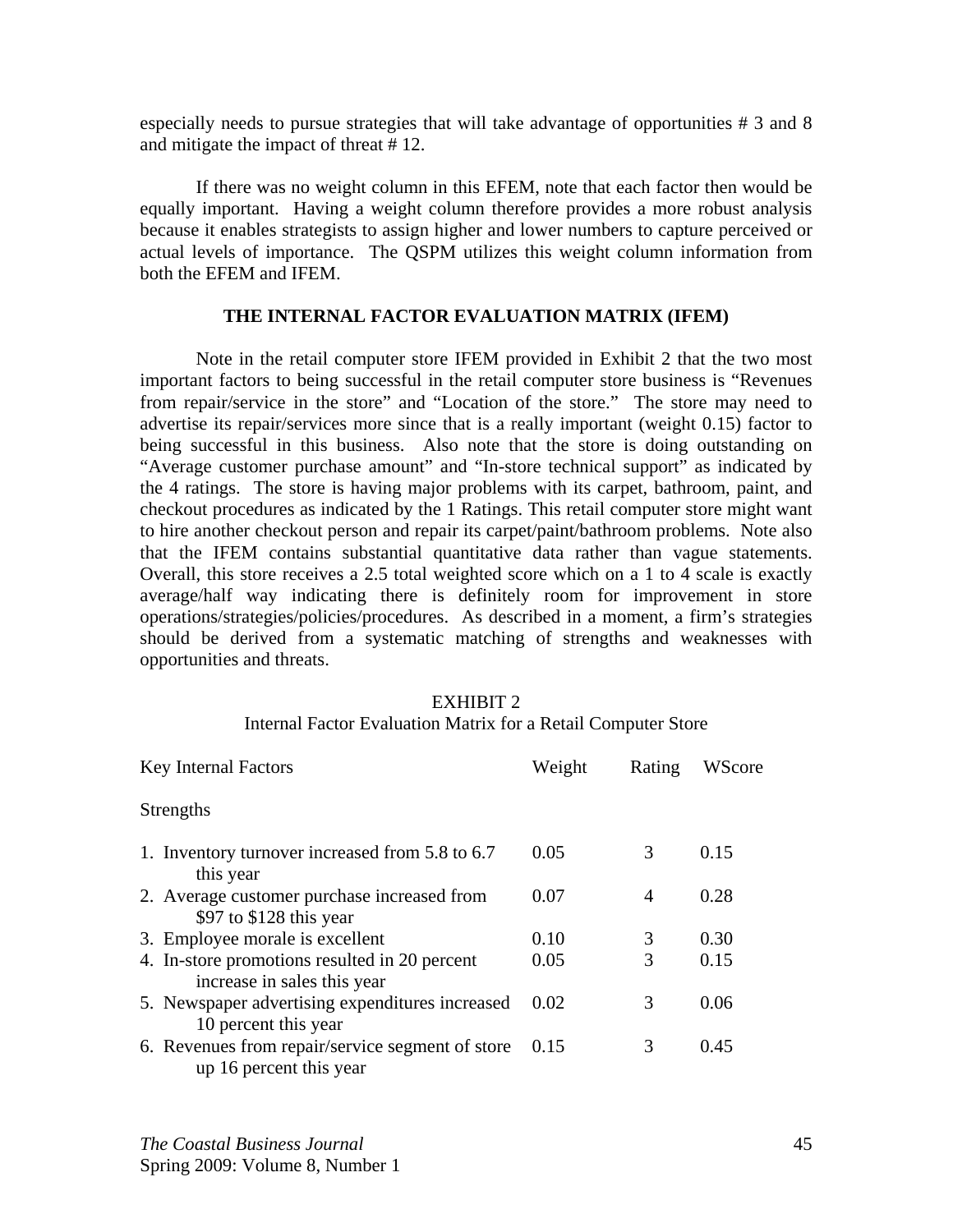especially needs to pursue strategies that will take advantage of opportunities # 3 and 8 and mitigate the impact of threat # 12.

If there was no weight column in this EFEM, note that each factor then would be equally important. Having a weight column therefore provides a more robust analysis because it enables strategists to assign higher and lower numbers to capture perceived or actual levels of importance. The QSPM utilizes this weight column information from both the EFEM and IFEM.

## THE INTERNAL FACTOR EVALUATION MATRIX (IFEM)

Note in the retail computer store IFEM provided in Exhibit 2 that the two most important factors to being successful in the retail computer store business is "Revenues from repair/service in the store" and "Location of the store." The store may need to advertise its repair/services more since that is a really important (weight 0.15) factor to being successful in this business. Also note that the store is doing outstanding on "Average customer purchase amount" and "In-store technical support" as indicated by the 4 ratings. The store is having major problems with its carpet, bathroom, paint, and checkout procedures as indicated by the 1 Ratings. This retail computer store might want to hire another checkout person and repair its carpet/paint/bathroom problems. Note also that the IFEM contains substantial quantitative data rather than vague statements. Overall, this store receives a 2.5 total weighted score which on a 1 to 4 scale is exactly average/half way indicating there is definitely room for improvement in store operations/strategies/policies/procedures. As described in a moment, a firm's strategies should be derived from a systematic matching of strengths and weaknesses with opportunities and threats.

EXHIBIT 2

Internal Factor Evaluation Matrix for a Retail Computer Store

| Key Internal Factors | Weight | Rating | WScore |
|---|---|---|---|
| Strengths | | | |
| 1. Inventory turnover increased from 5.8 to 6.7 this year | 0.05 | 3 | 0.15 |
| 2. Average customer purchase increased from $97 to $128 this year | 0.07 | 4 | 0.28 |
| 3. Employee morale is excellent | 0.10 | 3 | 0.30 |
| 4. In-store promotions resulted in 20 percent increase in sales this year | 0.05 | 3 | 0.15 |
| 5. Newspaper advertising expenditures increased 10 percent this year | 0.02 | 3 | 0.06 |
| 6. Revenues from repair/service segment of store up 16 percent this year | 0.15 | 3 | 0.45 |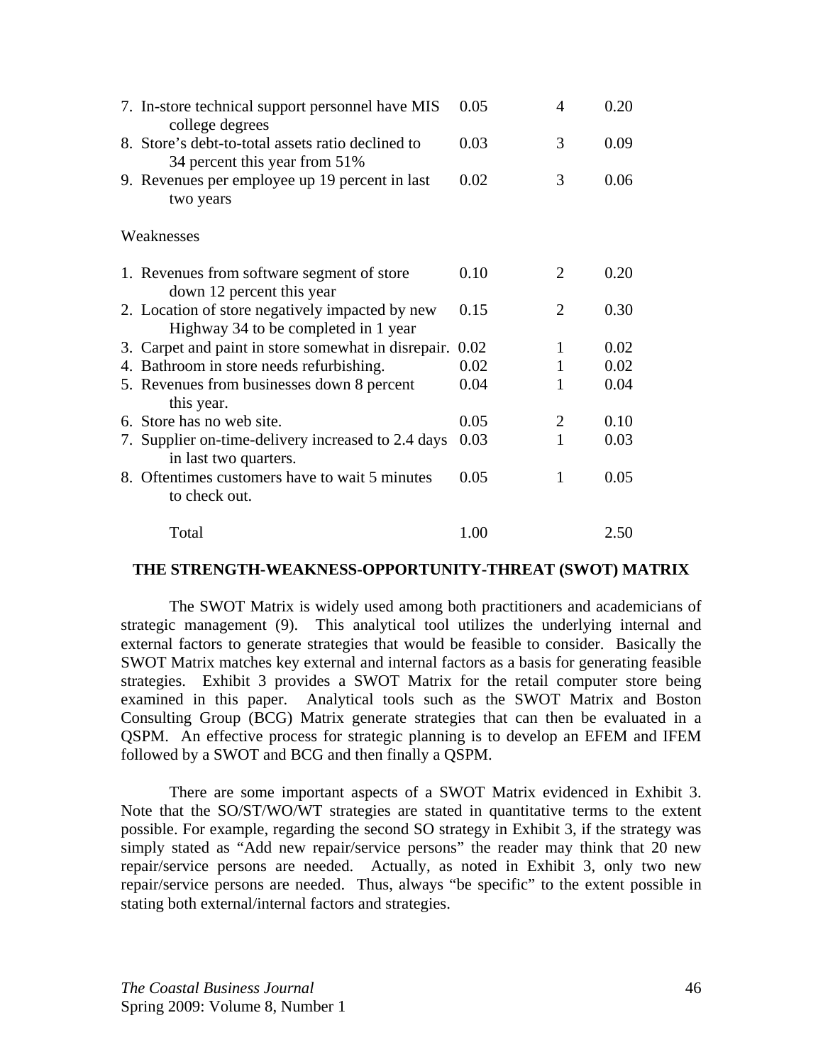| | | | |
|---|---|---|---|
| 7. In-store technical support personnel have MIS college degrees | 0.05 | 4 | 0.20 |
| 8. Store's debt-to-total assets ratio declined to 34 percent this year from 51% | 0.03 | 3 | 0.09 |
| 9. Revenues per employee up 19 percent in last two years | 0.02 | 3 | 0.06 |
| Weaknesses | | | |
| 1. Revenues from software segment of store down 12 percent this year | 0.10 | 2 | 0.20 |
| 2. Location of store negatively impacted by new Highway 34 to be completed in 1 year | 0.15 | 2 | 0.30 |
| 3. Carpet and paint in store somewhat in disrepair. | 0.02 | 1 | 0.02 |
| 4. Bathroom in store needs refurbishing. | 0.02 | 1 | 0.02 |
| 5. Revenues from businesses down 8 percent this year. | 0.04 | 1 | 0.04 |
| 6. Store has no web site. | 0.05 | 2 | 0.10 |
| 7. Supplier on-time-delivery increased to 2.4 days in last two quarters. | 0.03 | 1 | 0.03 |
| 8. Oftentimes customers have to wait 5 minutes to check out. | 0.05 | 1 | 0.05 |
| Total | 1.00 | | 2.50 |

## THE STRENGTH-WEAKNESS-OPPORTUNITY-THREAT (SWOT) MATRIX

The SWOT Matrix is widely used among both practitioners and academicians of strategic management (9). This analytical tool utilizes the underlying internal and external factors to generate strategies that would be feasible to consider. Basically the SWOT Matrix matches key external and internal factors as a basis for generating feasible strategies. Exhibit 3 provides a SWOT Matrix for the retail computer store being examined in this paper. Analytical tools such as the SWOT Matrix and Boston Consulting Group (BCG) Matrix generate strategies that can then be evaluated in a QSPM. An effective process for strategic planning is to develop an EFEM and IFEM followed by a SWOT and BCG and then finally a QSPM.

There are some important aspects of a SWOT Matrix evidenced in Exhibit 3. Note that the SO/ST/WO/WT strategies are stated in quantitative terms to the extent possible. For example, regarding the second SO strategy in Exhibit 3, if the strategy was simply stated as "Add new repair/service persons" the reader may think that 20 new repair/service persons are needed. Actually, as noted in Exhibit 3, only two new repair/service persons are needed. Thus, always "be specific" to the extent possible in stating both external/internal factors and strategies.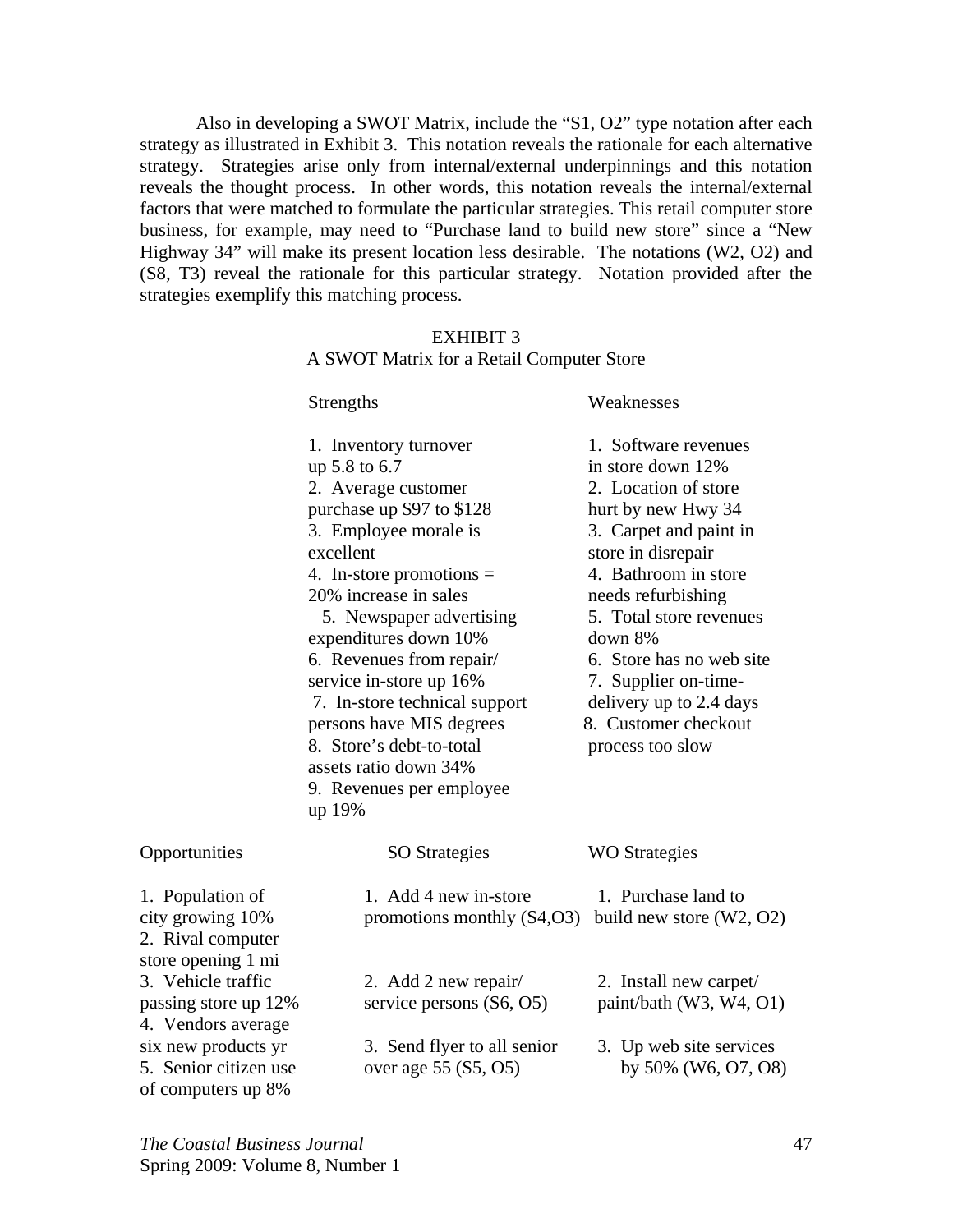Also in developing a SWOT Matrix, include the "S1, O2" type notation after each strategy as illustrated in Exhibit 3. This notation reveals the rationale for each alternative strategy. Strategies arise only from internal/external underpinnings and this notation reveals the thought process. In other words, this notation reveals the internal/external factors that were matched to formulate the particular strategies. This retail computer store business, for example, may need to "Purchase land to build new store" since a "New Highway 34" will make its present location less desirable. The notations (W2, O2) and (S8, T3) reveal the rationale for this particular strategy. Notation provided after the strategies exemplify this matching process.

EXHIBIT 3
A SWOT Matrix for a Retail Computer Store

| | Strengths | Weaknesses |
|---|---|---|
| | 1. Inventory turnover up 5.8 to 6.7<br>2. Average customer purchase up $97 to $128<br>3. Employee morale is excellent<br>4. In-store promotions = 20% increase in sales<br>5. Newspaper advertising expenditures down 10%<br>6. Revenues from repair/ service in-store up 16%<br>7. In-store technical support persons have MIS degrees<br>8. Store's debt-to-total assets ratio down 34%<br>9. Revenues per employee up 19% | 1. Software revenues in store down 12%<br>2. Location of store hurt by new Hwy 34<br>3. Carpet and paint in store in disrepair<br>4. Bathroom in store needs refurbishing<br>5. Total store revenues down 8%<br>6. Store has no web site<br>7. Supplier on-time-delivery up to 2.4 days<br>8. Customer checkout process too slow |
| **Opportunities** | **SO Strategies** | **WO Strategies** |
| 1. Population of city growing 10%<br>2. Rival computer store opening 1 mi<br>3. Vehicle traffic passing store up 12%<br>4. Vendors average six new products yr<br>5. Senior citizen use of computers up 8% | 1. Add 4 new in-store promotions monthly (S4,O3)<br>2. Add 2 new repair/ service persons (S6, O5)<br>3. Send flyer to all senior over age 55 (S5, O5) | 1. Purchase land to build new store (W2, O2)<br>2. Install new carpet/ paint/bath (W3, W4, O1)<br>3. Up web site services by 50% (W6, O7, O8) |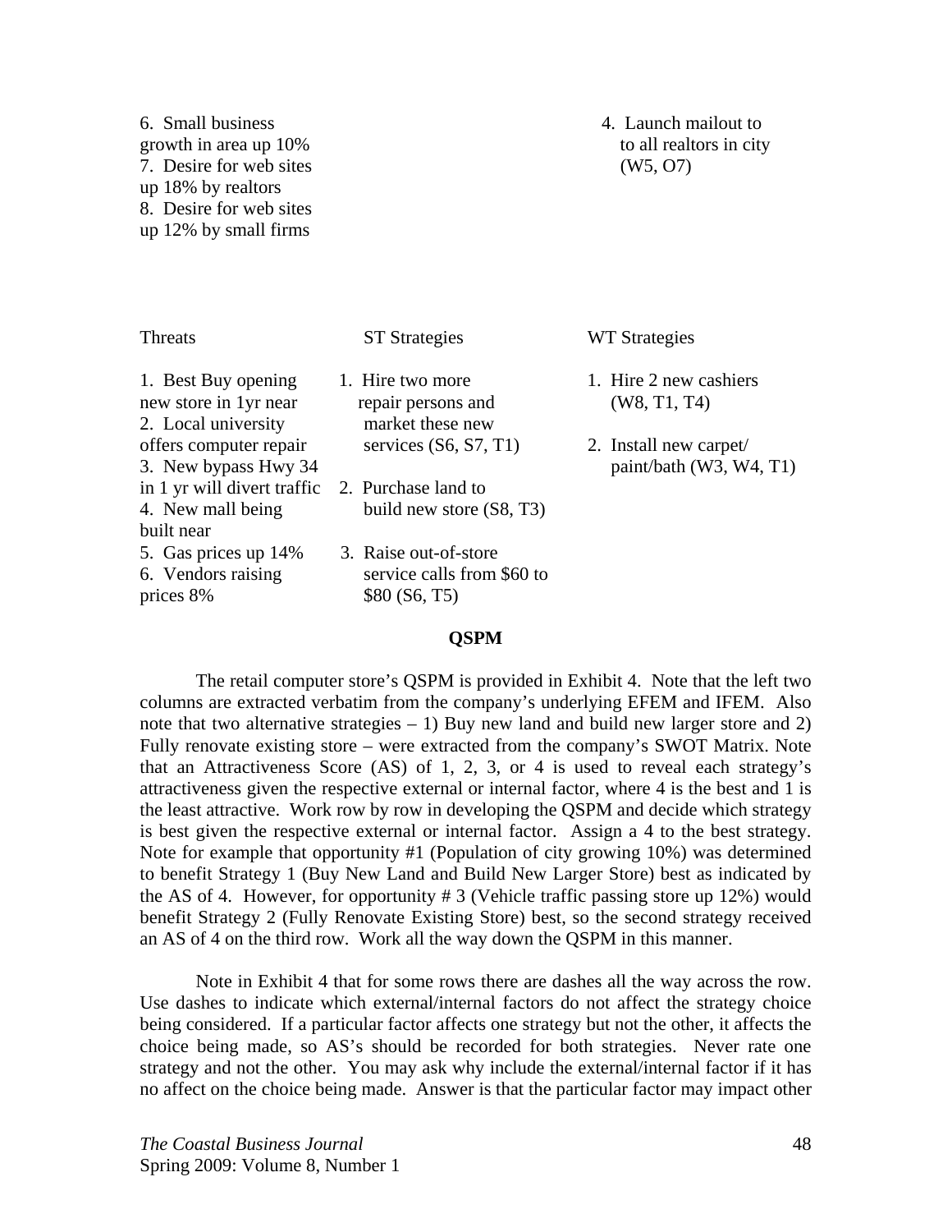| | | |
|---|---|---|
| 6. Small business growth in area up 10%<br>7. Desire for web sites up 18% by realtors<br>8. Desire for web sites up 12% by small firms | | 4. Launch mailout to to all realtors in city (W5, O7) |
| **Threats** | **ST Strategies** | **WT Strategies** |
| 1. Best Buy opening new store in 1yr near<br>2. Local university offers computer repair<br>3. New bypass Hwy 34 in 1 yr will divert traffic<br>4. New mall being built near<br>5. Gas prices up 14%<br>6. Vendors raising prices 8% | 1. Hire two more repair persons and market these new services (S6, S7, T1)<br>2. Purchase land to build new store (S8, T3)<br>3. Raise out-of-store service calls from $60 to $80 (S6, T5) | 1. Hire 2 new cashiers (W8, T1, T4)<br>2. Install new carpet/ paint/bath (W3, W4, T1) |

## QSPM

The retail computer store's QSPM is provided in Exhibit 4. Note that the left two columns are extracted verbatim from the company's underlying EFEM and IFEM. Also note that two alternative strategies – 1) Buy new land and build new larger store and 2) Fully renovate existing store – were extracted from the company's SWOT Matrix. Note that an Attractiveness Score (AS) of 1, 2, 3, or 4 is used to reveal each strategy's attractiveness given the respective external or internal factor, where 4 is the best and 1 is the least attractive. Work row by row in developing the QSPM and decide which strategy is best given the respective external or internal factor. Assign a 4 to the best strategy. Note for example that opportunity #1 (Population of city growing 10%) was determined to benefit Strategy 1 (Buy New Land and Build New Larger Store) best as indicated by the AS of 4. However, for opportunity # 3 (Vehicle traffic passing store up 12%) would benefit Strategy 2 (Fully Renovate Existing Store) best, so the second strategy received an AS of 4 on the third row. Work all the way down the QSPM in this manner.

Note in Exhibit 4 that for some rows there are dashes all the way across the row. Use dashes to indicate which external/internal factors do not affect the strategy choice being considered. If a particular factor affects one strategy but not the other, it affects the choice being made, so AS's should be recorded for both strategies. Never rate one strategy and not the other. You may ask why include the external/internal factor if it has no affect on the choice being made. Answer is that the particular factor may impact other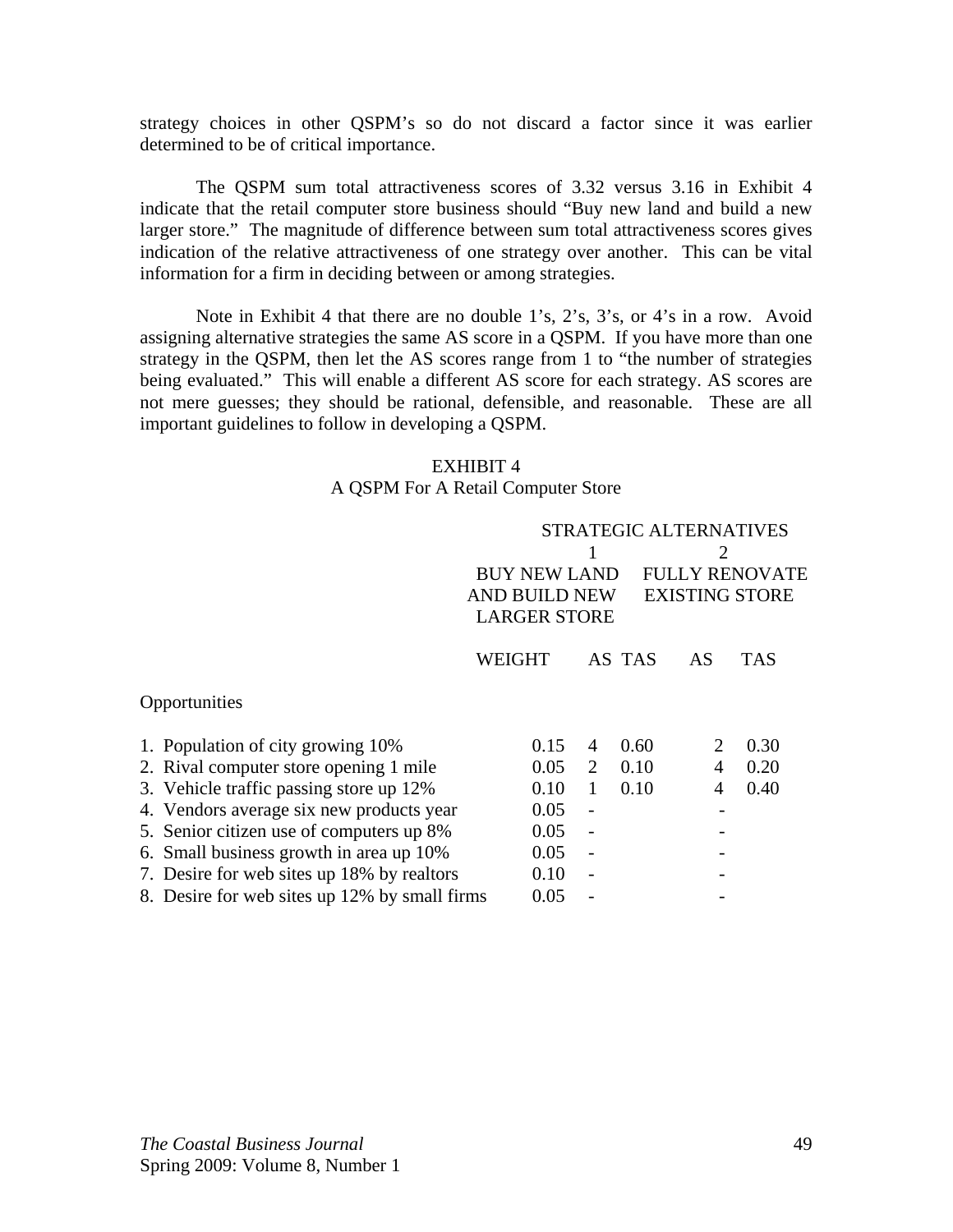strategy choices in other QSPM's so do not discard a factor since it was earlier determined to be of critical importance.

The QSPM sum total attractiveness scores of 3.32 versus 3.16 in Exhibit 4 indicate that the retail computer store business should "Buy new land and build a new larger store." The magnitude of difference between sum total attractiveness scores gives indication of the relative attractiveness of one strategy over another. This can be vital information for a firm in deciding between or among strategies.

Note in Exhibit 4 that there are no double 1's, 2's, 3's, or 4's in a row. Avoid assigning alternative strategies the same AS score in a QSPM. If you have more than one strategy in the QSPM, then let the AS scores range from 1 to "the number of strategies being evaluated." This will enable a different AS score for each strategy. AS scores are not mere guesses; they should be rational, defensible, and reasonable. These are all important guidelines to follow in developing a QSPM.

EXHIBIT 4
A QSPM For A Retail Computer Store

| | | STRATEGIC ALTERNATIVES | | | |
|---|---|---|---|---|---|
| | | 1 BUY NEW LAND AND BUILD NEW LARGER STORE | | 2 FULLY RENOVATE EXISTING STORE | |
| | WEIGHT | AS | TAS | AS | TAS |
| **Opportunities** | | | | | |
| 1. Population of city growing 10% | 0.15 | 4 | 0.60 | 2 | 0.30 |
| 2. Rival computer store opening 1 mile | 0.05 | 2 | 0.10 | 4 | 0.20 |
| 3. Vehicle traffic passing store up 12% | 0.10 | 1 | 0.10 | 4 | 0.40 |
| 4. Vendors average six new products year | 0.05 | - | | - | |
| 5. Senior citizen use of computers up 8% | 0.05 | - | | - | |
| 6. Small business growth in area up 10% | 0.05 | - | | - | |
| 7. Desire for web sites up 18% by realtors | 0.10 | - | | - | |
| 8. Desire for web sites up 12% by small firms | 0.05 | - | | - | |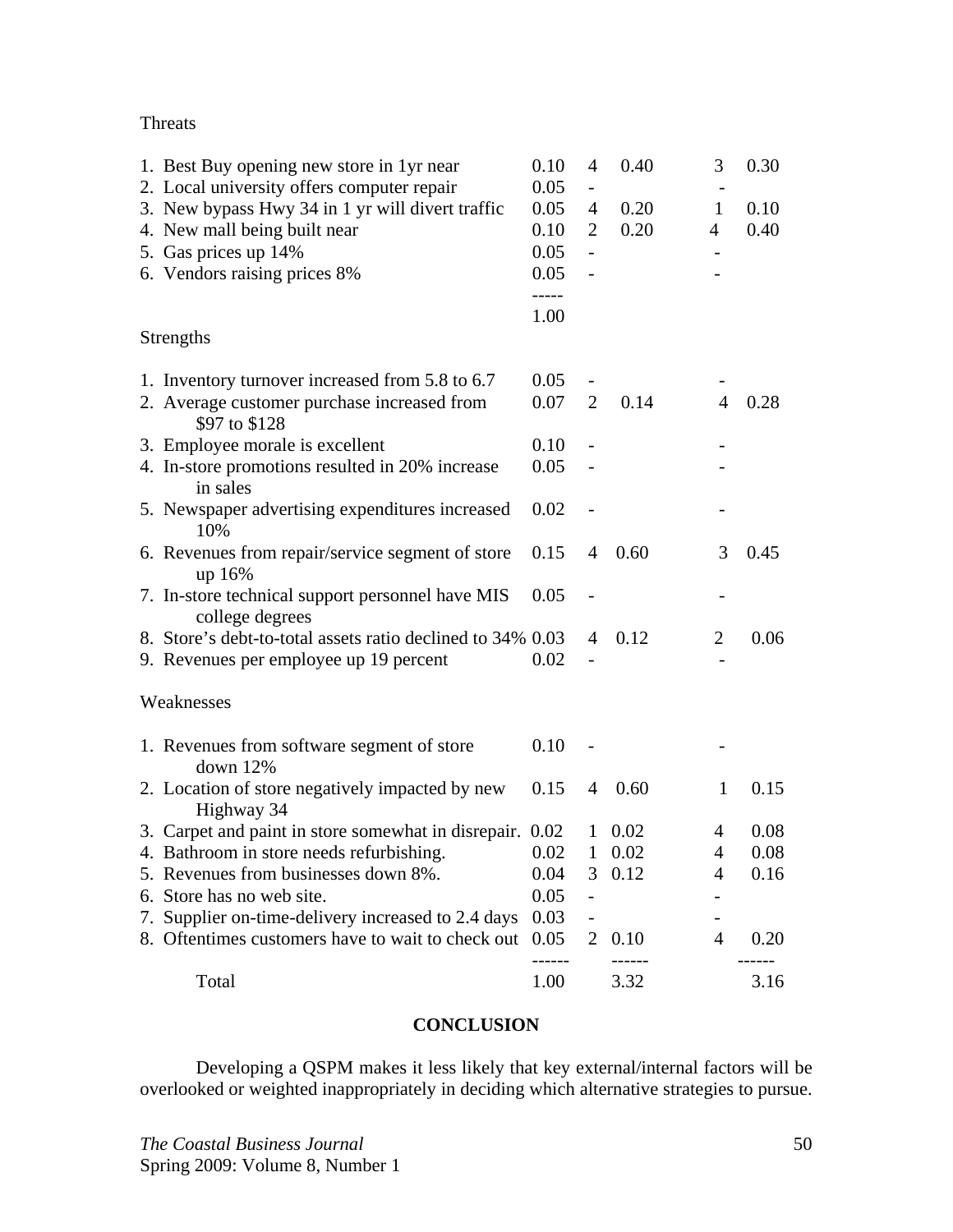| | Weight | AS | TAS | AS | TAS |
|---|---|---|---|---|---|
| **Threats** | | | | | |
| 1. Best Buy opening new store in 1yr near | 0.10 | 4 | 0.40 | 3 | 0.30 |
| 2. Local university offers computer repair | 0.05 | - | | - | |
| 3. New bypass Hwy 34 in 1 yr will divert traffic | 0.05 | 4 | 0.20 | 1 | 0.10 |
| 4. New mall being built near | 0.10 | 2 | 0.20 | 4 | 0.40 |
| 5. Gas prices up 14% | 0.05 | - | | - | |
| 6. Vendors raising prices 8% | 0.05 | - | | - | |
| | 1.00 | | | | |
| **Strengths** | | | | | |
| 1. Inventory turnover increased from 5.8 to 6.7 | 0.05 | - | | - | |
| 2. Average customer purchase increased from $97 to $128 | 0.07 | 2 | 0.14 | 4 | 0.28 |
| 3. Employee morale is excellent | 0.10 | - | | - | |
| 4. In-store promotions resulted in 20% increase in sales | 0.05 | - | | - | |
| 5. Newspaper advertising expenditures increased 10% | 0.02 | - | | - | |
| 6. Revenues from repair/service segment of store up 16% | 0.15 | 4 | 0.60 | 3 | 0.45 |
| 7. In-store technical support personnel have MIS college degrees | 0.05 | - | | - | |
| 8. Store's debt-to-total assets ratio declined to 34% | 0.03 | 4 | 0.12 | 2 | 0.06 |
| 9. Revenues per employee up 19 percent | 0.02 | - | | - | |
| **Weaknesses** | | | | | |
| 1. Revenues from software segment of store down 12% | 0.10 | - | | - | |
| 2. Location of store negatively impacted by new Highway 34 | 0.15 | 4 | 0.60 | 1 | 0.15 |
| 3. Carpet and paint in store somewhat in disrepair. | 0.02 | 1 | 0.02 | 4 | 0.08 |
| 4. Bathroom in store needs refurbishing. | 0.02 | 1 | 0.02 | 4 | 0.08 |
| 5. Revenues from businesses down 8%. | 0.04 | 3 | 0.12 | 4 | 0.16 |
| 6. Store has no web site. | 0.05 | - | | - | |
| 7. Supplier on-time-delivery increased to 2.4 days | 0.03 | - | | - | |
| 8. Oftentimes customers have to wait to check out | 0.05 | 2 | 0.10 | 4 | 0.20 |
| Total | 1.00 | | 3.32 | | 3.16 |

## CONCLUSION

Developing a QSPM makes it less likely that key external/internal factors will be overlooked or weighted inappropriately in deciding which alternative strategies to pursue.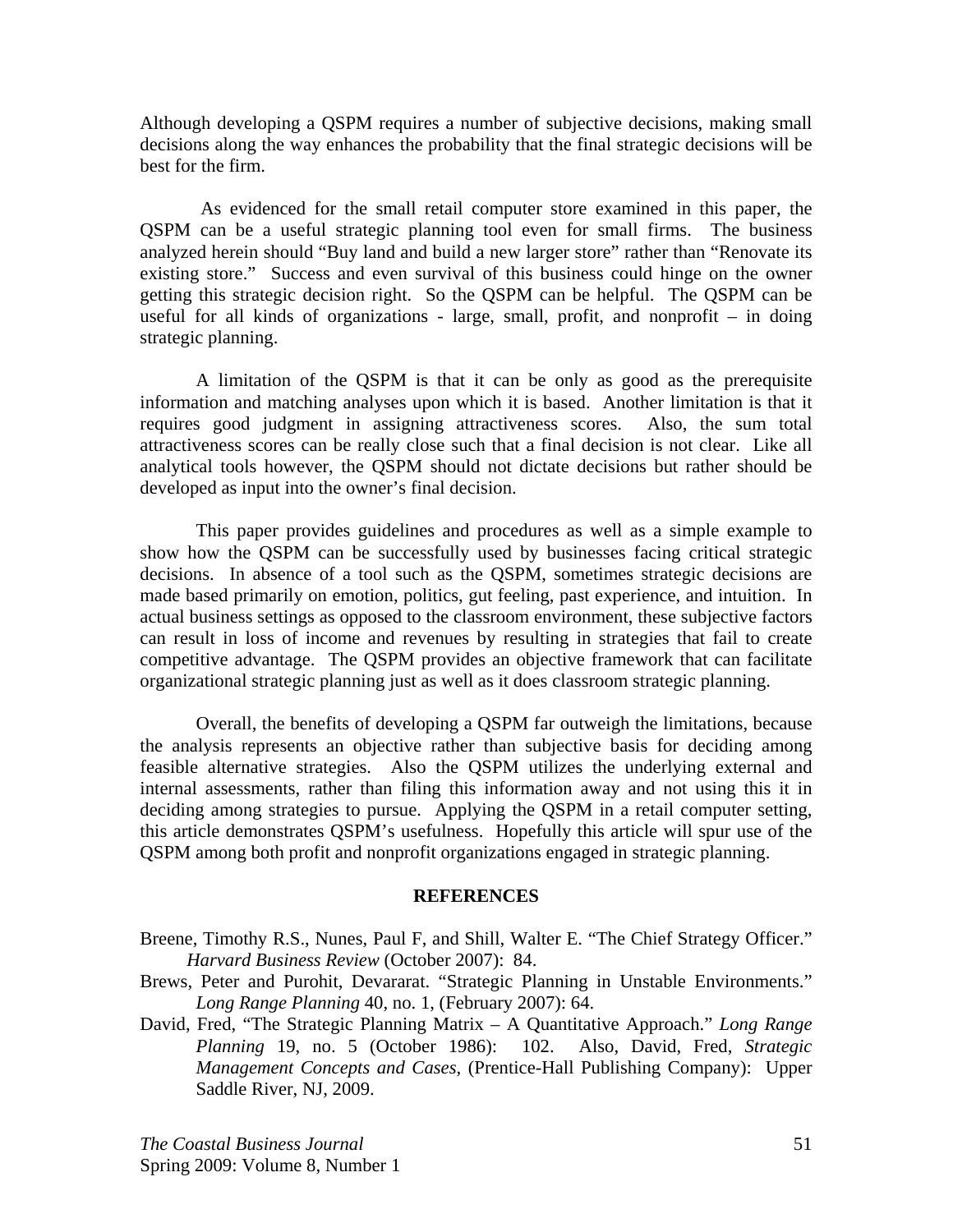Although developing a QSPM requires a number of subjective decisions, making small decisions along the way enhances the probability that the final strategic decisions will be best for the firm.

As evidenced for the small retail computer store examined in this paper, the QSPM can be a useful strategic planning tool even for small firms. The business analyzed herein should "Buy land and build a new larger store" rather than "Renovate its existing store." Success and even survival of this business could hinge on the owner getting this strategic decision right. So the QSPM can be helpful. The QSPM can be useful for all kinds of organizations - large, small, profit, and nonprofit – in doing strategic planning.

A limitation of the QSPM is that it can be only as good as the prerequisite information and matching analyses upon which it is based. Another limitation is that it requires good judgment in assigning attractiveness scores. Also, the sum total attractiveness scores can be really close such that a final decision is not clear. Like all analytical tools however, the QSPM should not dictate decisions but rather should be developed as input into the owner's final decision.

This paper provides guidelines and procedures as well as a simple example to show how the QSPM can be successfully used by businesses facing critical strategic decisions. In absence of a tool such as the QSPM, sometimes strategic decisions are made based primarily on emotion, politics, gut feeling, past experience, and intuition. In actual business settings as opposed to the classroom environment, these subjective factors can result in loss of income and revenues by resulting in strategies that fail to create competitive advantage. The QSPM provides an objective framework that can facilitate organizational strategic planning just as well as it does classroom strategic planning.

Overall, the benefits of developing a QSPM far outweigh the limitations, because the analysis represents an objective rather than subjective basis for deciding among feasible alternative strategies. Also the QSPM utilizes the underlying external and internal assessments, rather than filing this information away and not using this it in deciding among strategies to pursue. Applying the QSPM in a retail computer setting, this article demonstrates QSPM's usefulness. Hopefully this article will spur use of the QSPM among both profit and nonprofit organizations engaged in strategic planning.

## REFERENCES

Breene, Timothy R.S., Nunes, Paul F, and Shill, Walter E. "The Chief Strategy Officer." *Harvard Business Review* (October 2007): 84.

Brews, Peter and Purohit, Devararat. "Strategic Planning in Unstable Environments." *Long Range Planning* 40, no. 1, (February 2007): 64.

David, Fred, "The Strategic Planning Matrix – A Quantitative Approach." *Long Range Planning* 19, no. 5 (October 1986): 102. Also, David, Fred, *Strategic Management Concepts and Cases*, (Prentice-Hall Publishing Company): Upper Saddle River, NJ, 2009.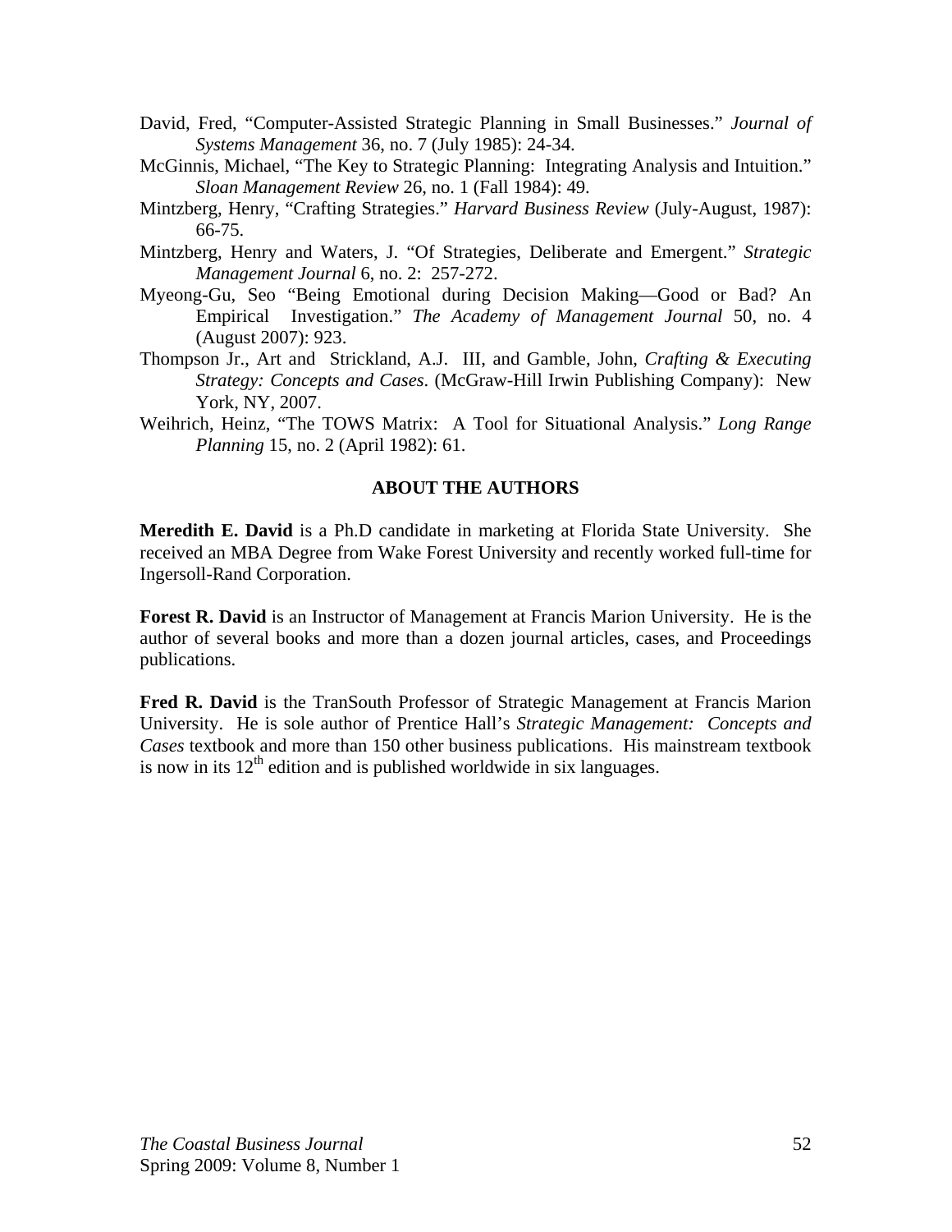David, Fred, "Computer-Assisted Strategic Planning in Small Businesses." *Journal of Systems Management* 36, no. 7 (July 1985): 24-34.

McGinnis, Michael, "The Key to Strategic Planning: Integrating Analysis and Intuition." *Sloan Management Review* 26, no. 1 (Fall 1984): 49.

Mintzberg, Henry, "Crafting Strategies." *Harvard Business Review* (July-August, 1987): 66-75.

Mintzberg, Henry and Waters, J. "Of Strategies, Deliberate and Emergent." *Strategic Management Journal* 6, no. 2: 257-272.

Myeong-Gu, Seo "Being Emotional during Decision Making—Good or Bad? An Empirical Investigation." *The Academy of Management Journal* 50, no. 4 (August 2007): 923.

Thompson Jr., Art and Strickland, A.J. III, and Gamble, John, *Crafting & Executing Strategy: Concepts and Cases*. (McGraw-Hill Irwin Publishing Company): New York, NY, 2007.

Weihrich, Heinz, "The TOWS Matrix: A Tool for Situational Analysis." *Long Range Planning* 15, no. 2 (April 1982): 61.

## ABOUT THE AUTHORS

**Meredith E. David** is a Ph.D candidate in marketing at Florida State University. She received an MBA Degree from Wake Forest University and recently worked full-time for Ingersoll-Rand Corporation.

**Forest R. David** is an Instructor of Management at Francis Marion University. He is the author of several books and more than a dozen journal articles, cases, and Proceedings publications.

**Fred R. David** is the TranSouth Professor of Strategic Management at Francis Marion University. He is sole author of Prentice Hall's *Strategic Management: Concepts and Cases* textbook and more than 150 other business publications. His mainstream textbook is now in its 12th edition and is published worldwide in six languages.